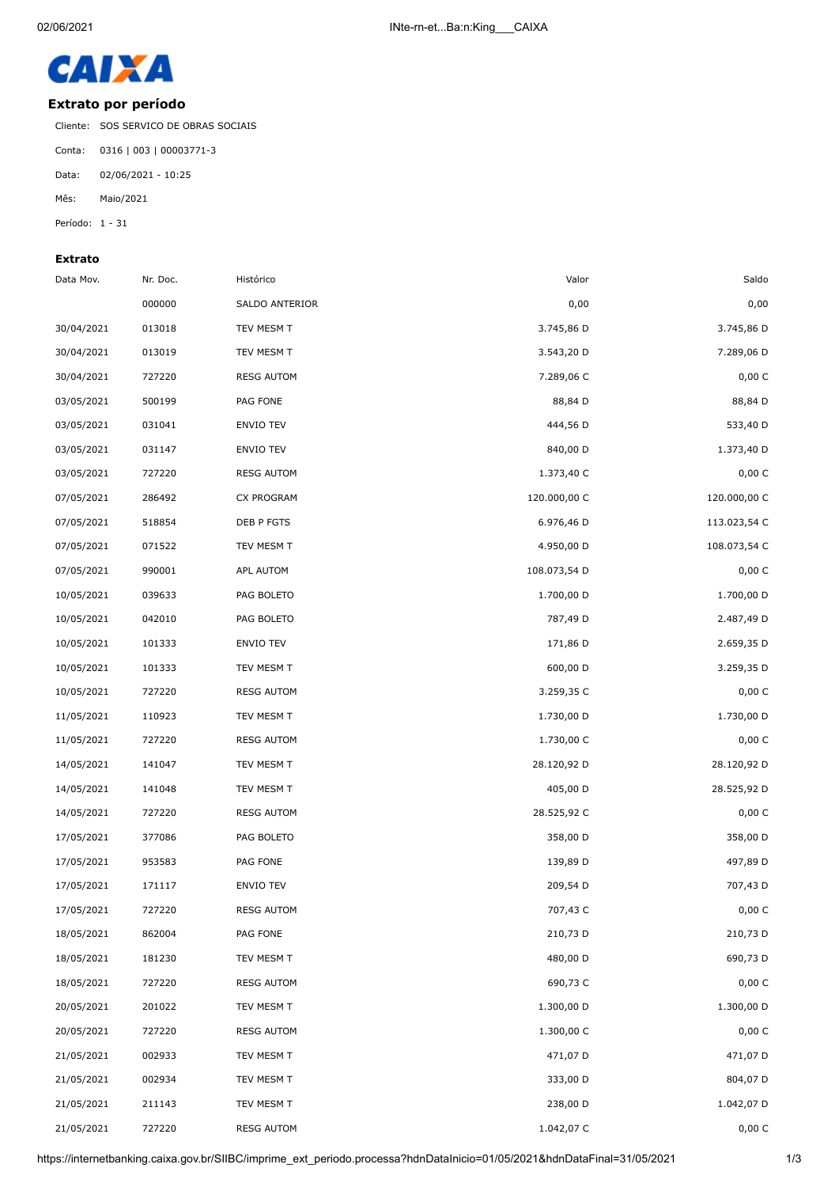CAIXA

## Extrato por período

Cliente: SOS SERVICO DE OBRAS SOCIAIS

Conta: 0316 | 003 | 00003771-3

Data: 02/06/2021 - 10:25

Mês: Maio/2021

Período: 1 - 31

### Extrato

| Data Mov. | Nr. Doc. | Histórico | Valor | Saldo |
|---|---|---|---|---|
| | 000000 | SALDO ANTERIOR | 0,00 | 0,00 |
| 30/04/2021 | 013018 | TEV MESM T | 3.745,86 D | 3.745,86 D |
| 30/04/2021 | 013019 | TEV MESM T | 3.543,20 D | 7.289,06 D |
| 30/04/2021 | 727220 | RESG AUTOM | 7.289,06 C | 0,00 C |
| 03/05/2021 | 500199 | PAG FONE | 88,84 D | 88,84 D |
| 03/05/2021 | 031041 | ENVIO TEV | 444,56 D | 533,40 D |
| 03/05/2021 | 031147 | ENVIO TEV | 840,00 D | 1.373,40 D |
| 03/05/2021 | 727220 | RESG AUTOM | 1.373,40 C | 0,00 C |
| 07/05/2021 | 286492 | CX PROGRAM | 120.000,00 C | 120.000,00 C |
| 07/05/2021 | 518854 | DEB P FGTS | 6.976,46 D | 113.023,54 C |
| 07/05/2021 | 071522 | TEV MESM T | 4.950,00 D | 108.073,54 C |
| 07/05/2021 | 990001 | APL AUTOM | 108.073,54 D | 0,00 C |
| 10/05/2021 | 039633 | PAG BOLETO | 1.700,00 D | 1.700,00 D |
| 10/05/2021 | 042010 | PAG BOLETO | 787,49 D | 2.487,49 D |
| 10/05/2021 | 101333 | ENVIO TEV | 171,86 D | 2.659,35 D |
| 10/05/2021 | 101333 | TEV MESM T | 600,00 D | 3.259,35 D |
| 10/05/2021 | 727220 | RESG AUTOM | 3.259,35 C | 0,00 C |
| 11/05/2021 | 110923 | TEV MESM T | 1.730,00 D | 1.730,00 D |
| 11/05/2021 | 727220 | RESG AUTOM | 1.730,00 C | 0,00 C |
| 14/05/2021 | 141047 | TEV MESM T | 28.120,92 D | 28.120,92 D |
| 14/05/2021 | 141048 | TEV MESM T | 405,00 D | 28.525,92 D |
| 14/05/2021 | 727220 | RESG AUTOM | 28.525,92 C | 0,00 C |
| 17/05/2021 | 377086 | PAG BOLETO | 358,00 D | 358,00 D |
| 17/05/2021 | 953583 | PAG FONE | 139,89 D | 497,89 D |
| 17/05/2021 | 171117 | ENVIO TEV | 209,54 D | 707,43 D |
| 17/05/2021 | 727220 | RESG AUTOM | 707,43 C | 0,00 C |
| 18/05/2021 | 862004 | PAG FONE | 210,73 D | 210,73 D |
| 18/05/2021 | 181230 | TEV MESM T | 480,00 D | 690,73 D |
| 18/05/2021 | 727220 | RESG AUTOM | 690,73 C | 0,00 C |
| 20/05/2021 | 201022 | TEV MESM T | 1.300,00 D | 1.300,00 D |
| 20/05/2021 | 727220 | RESG AUTOM | 1.300,00 C | 0,00 C |
| 21/05/2021 | 002933 | TEV MESM T | 471,07 D | 471,07 D |
| 21/05/2021 | 002934 | TEV MESM T | 333,00 D | 804,07 D |
| 21/05/2021 | 211143 | TEV MESM T | 238,00 D | 1.042,07 D |
| 21/05/2021 | 727220 | RESG AUTOM | 1.042,07 C | 0,00 C |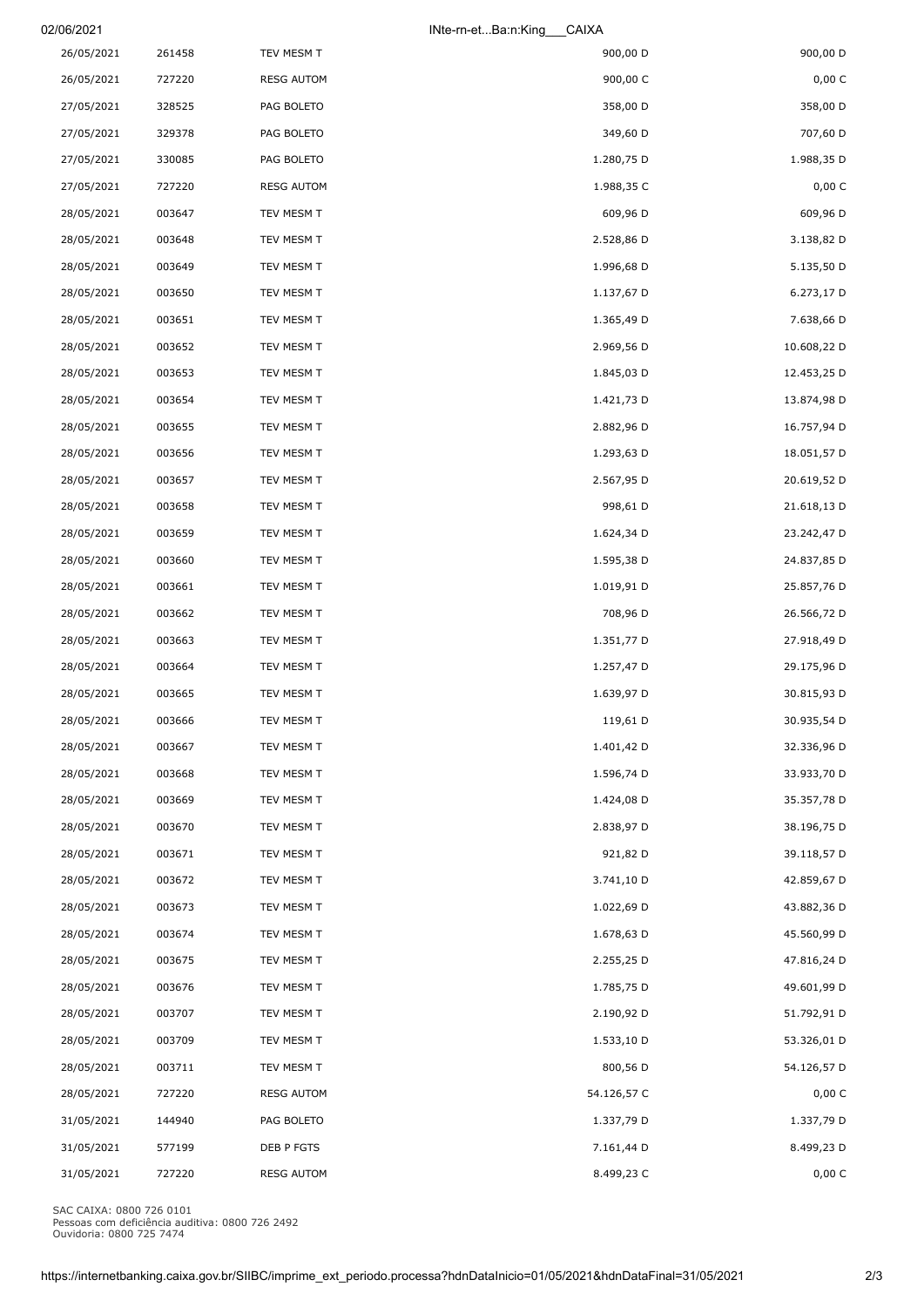| | | | | |
|---|---|---|---|---|
| 26/05/2021 | 261458 | TEV MESM T | 900,00 D | 900,00 D |
| 26/05/2021 | 727220 | RESG AUTOM | 900,00 C | 0,00 C |
| 27/05/2021 | 328525 | PAG BOLETO | 358,00 D | 358,00 D |
| 27/05/2021 | 329378 | PAG BOLETO | 349,60 D | 707,60 D |
| 27/05/2021 | 330085 | PAG BOLETO | 1.280,75 D | 1.988,35 D |
| 27/05/2021 | 727220 | RESG AUTOM | 1.988,35 C | 0,00 C |
| 28/05/2021 | 003647 | TEV MESM T | 609,96 D | 609,96 D |
| 28/05/2021 | 003648 | TEV MESM T | 2.528,86 D | 3.138,82 D |
| 28/05/2021 | 003649 | TEV MESM T | 1.996,68 D | 5.135,50 D |
| 28/05/2021 | 003650 | TEV MESM T | 1.137,67 D | 6.273,17 D |
| 28/05/2021 | 003651 | TEV MESM T | 1.365,49 D | 7.638,66 D |
| 28/05/2021 | 003652 | TEV MESM T | 2.969,56 D | 10.608,22 D |
| 28/05/2021 | 003653 | TEV MESM T | 1.845,03 D | 12.453,25 D |
| 28/05/2021 | 003654 | TEV MESM T | 1.421,73 D | 13.874,98 D |
| 28/05/2021 | 003655 | TEV MESM T | 2.882,96 D | 16.757,94 D |
| 28/05/2021 | 003656 | TEV MESM T | 1.293,63 D | 18.051,57 D |
| 28/05/2021 | 003657 | TEV MESM T | 2.567,95 D | 20.619,52 D |
| 28/05/2021 | 003658 | TEV MESM T | 998,61 D | 21.618,13 D |
| 28/05/2021 | 003659 | TEV MESM T | 1.624,34 D | 23.242,47 D |
| 28/05/2021 | 003660 | TEV MESM T | 1.595,38 D | 24.837,85 D |
| 28/05/2021 | 003661 | TEV MESM T | 1.019,91 D | 25.857,76 D |
| 28/05/2021 | 003662 | TEV MESM T | 708,96 D | 26.566,72 D |
| 28/05/2021 | 003663 | TEV MESM T | 1.351,77 D | 27.918,49 D |
| 28/05/2021 | 003664 | TEV MESM T | 1.257,47 D | 29.175,96 D |
| 28/05/2021 | 003665 | TEV MESM T | 1.639,97 D | 30.815,93 D |
| 28/05/2021 | 003666 | TEV MESM T | 119,61 D | 30.935,54 D |
| 28/05/2021 | 003667 | TEV MESM T | 1.401,42 D | 32.336,96 D |
| 28/05/2021 | 003668 | TEV MESM T | 1.596,74 D | 33.933,70 D |
| 28/05/2021 | 003669 | TEV MESM T | 1.424,08 D | 35.357,78 D |
| 28/05/2021 | 003670 | TEV MESM T | 2.838,97 D | 38.196,75 D |
| 28/05/2021 | 003671 | TEV MESM T | 921,82 D | 39.118,57 D |
| 28/05/2021 | 003672 | TEV MESM T | 3.741,10 D | 42.859,67 D |
| 28/05/2021 | 003673 | TEV MESM T | 1.022,69 D | 43.882,36 D |
| 28/05/2021 | 003674 | TEV MESM T | 1.678,63 D | 45.560,99 D |
| 28/05/2021 | 003675 | TEV MESM T | 2.255,25 D | 47.816,24 D |
| 28/05/2021 | 003676 | TEV MESM T | 1.785,75 D | 49.601,99 D |
| 28/05/2021 | 003707 | TEV MESM T | 2.190,92 D | 51.792,91 D |
| 28/05/2021 | 003709 | TEV MESM T | 1.533,10 D | 53.326,01 D |
| 28/05/2021 | 003711 | TEV MESM T | 800,56 D | 54.126,57 D |
| 28/05/2021 | 727220 | RESG AUTOM | 54.126,57 C | 0,00 C |
| 31/05/2021 | 144940 | PAG BOLETO | 1.337,79 D | 1.337,79 D |
| 31/05/2021 | 577199 | DEB P FGTS | 7.161,44 D | 8.499,23 D |
| 31/05/2021 | 727220 | RESG AUTOM | 8.499,23 C | 0,00 C |

SAC CAIXA: 0800 726 0101
Pessoas com deficiência auditiva: 0800 726 2492
Ouvidoria: 0800 725 7474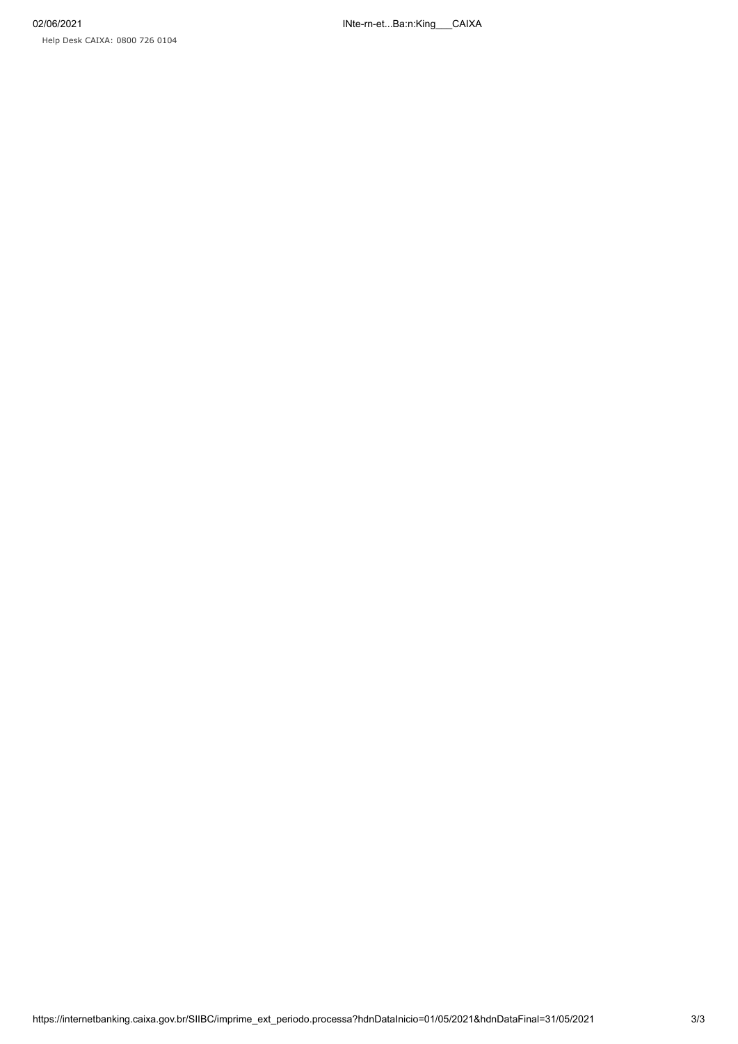Help Desk CAIXA: 0800 726 0104